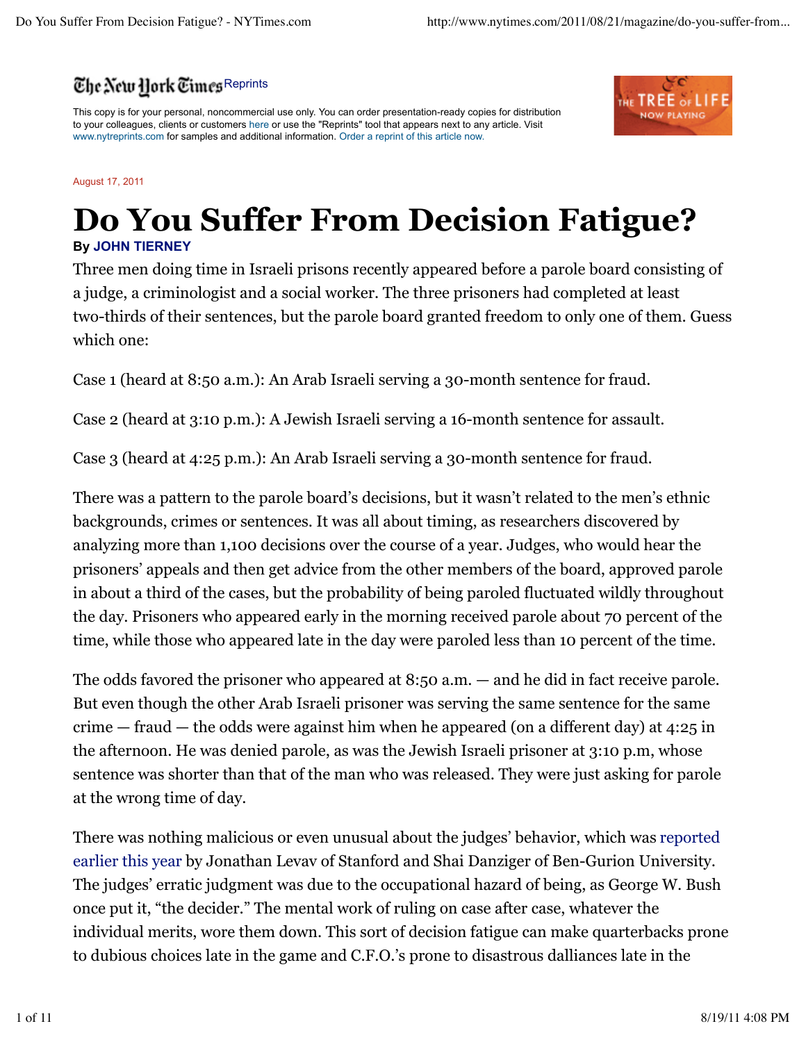The New York Times Reprints

This copy is for your personal, noncommercial use only. You can order presentation-ready copies for distribution to your colleagues, clients or customers here or use the "Reprints" tool that appears next to any article. Visit www.nytreprints.com for samples and additional information. Order a reprint of this article now.

August 17, 2011

# Do You Suffer From Decision Fatigue?

**By JOHN TIERNEY**

Three men doing time in Israeli prisons recently appeared before a parole board consisting of a judge, a criminologist and a social worker. The three prisoners had completed at least two-thirds of their sentences, but the parole board granted freedom to only one of them. Guess which one:

Case 1 (heard at 8:50 a.m.): An Arab Israeli serving a 30-month sentence for fraud.

Case 2 (heard at 3:10 p.m.): A Jewish Israeli serving a 16-month sentence for assault.

Case 3 (heard at 4:25 p.m.): An Arab Israeli serving a 30-month sentence for fraud.

There was a pattern to the parole board's decisions, but it wasn't related to the men's ethnic backgrounds, crimes or sentences. It was all about timing, as researchers discovered by analyzing more than 1,100 decisions over the course of a year. Judges, who would hear the prisoners' appeals and then get advice from the other members of the board, approved parole in about a third of the cases, but the probability of being paroled fluctuated wildly throughout the day. Prisoners who appeared early in the morning received parole about 70 percent of the time, while those who appeared late in the day were paroled less than 10 percent of the time.

The odds favored the prisoner who appeared at 8:50 a.m. — and he did in fact receive parole. But even though the other Arab Israeli prisoner was serving the same sentence for the same crime — fraud — the odds were against him when he appeared (on a different day) at 4:25 in the afternoon. He was denied parole, as was the Jewish Israeli prisoner at 3:10 p.m, whose sentence was shorter than that of the man who was released. They were just asking for parole at the wrong time of day.

There was nothing malicious or even unusual about the judges' behavior, which was reported earlier this year by Jonathan Levav of Stanford and Shai Danziger of Ben-Gurion University. The judges' erratic judgment was due to the occupational hazard of being, as George W. Bush once put it, "the decider." The mental work of ruling on case after case, whatever the individual merits, wore them down. This sort of decision fatigue can make quarterbacks prone to dubious choices late in the game and C.F.O.'s prone to disastrous dalliances late in the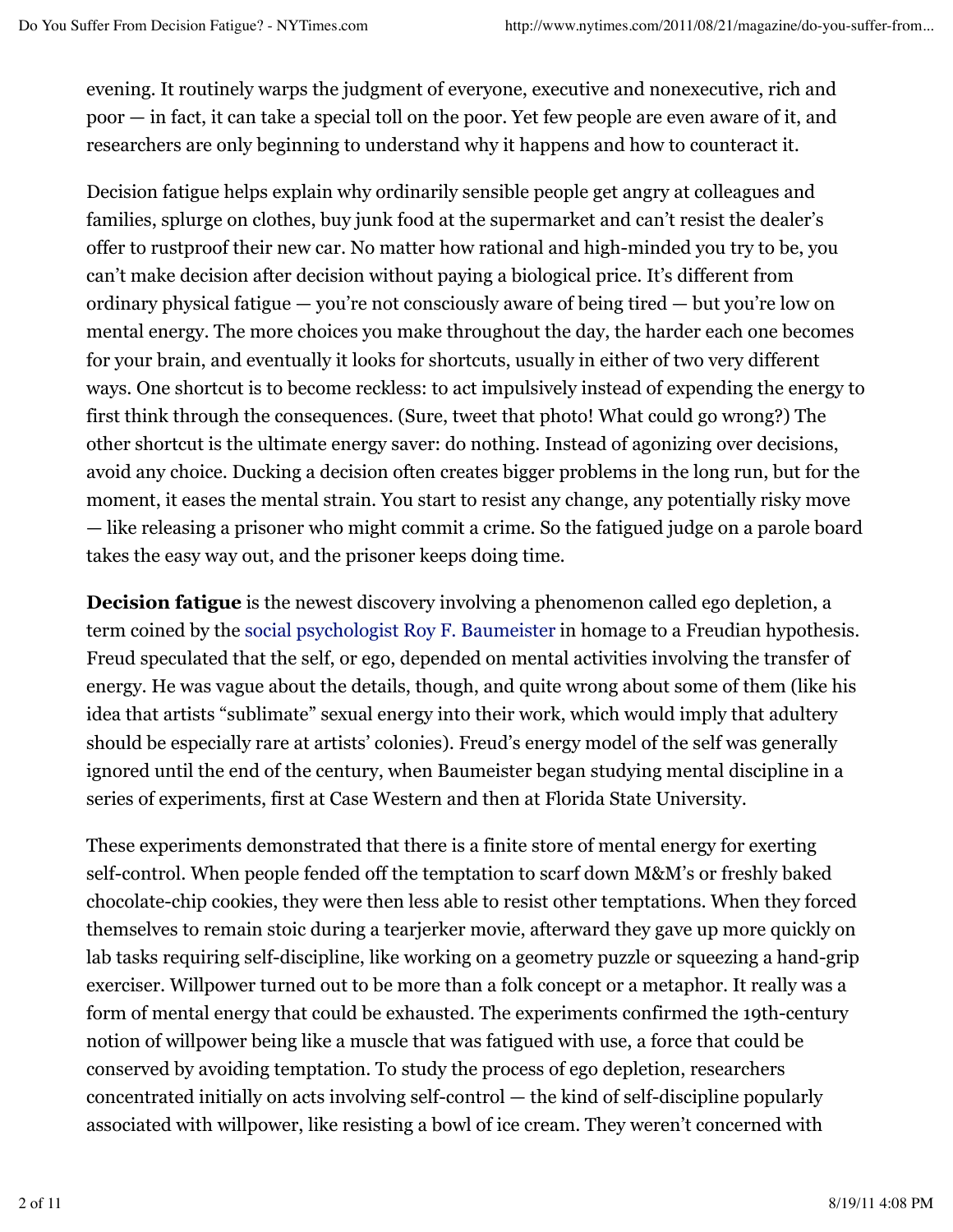evening. It routinely warps the judgment of everyone, executive and nonexecutive, rich and poor — in fact, it can take a special toll on the poor. Yet few people are even aware of it, and researchers are only beginning to understand why it happens and how to counteract it.

Decision fatigue helps explain why ordinarily sensible people get angry at colleagues and families, splurge on clothes, buy junk food at the supermarket and can't resist the dealer's offer to rustproof their new car. No matter how rational and high-minded you try to be, you can't make decision after decision without paying a biological price. It's different from ordinary physical fatigue — you're not consciously aware of being tired — but you're low on mental energy. The more choices you make throughout the day, the harder each one becomes for your brain, and eventually it looks for shortcuts, usually in either of two very different ways. One shortcut is to become reckless: to act impulsively instead of expending the energy to first think through the consequences. (Sure, tweet that photo! What could go wrong?) The other shortcut is the ultimate energy saver: do nothing. Instead of agonizing over decisions, avoid any choice. Ducking a decision often creates bigger problems in the long run, but for the moment, it eases the mental strain. You start to resist any change, any potentially risky move — like releasing a prisoner who might commit a crime. So the fatigued judge on a parole board takes the easy way out, and the prisoner keeps doing time.

**Decision fatigue** is the newest discovery involving a phenomenon called ego depletion, a term coined by the social psychologist Roy F. Baumeister in homage to a Freudian hypothesis. Freud speculated that the self, or ego, depended on mental activities involving the transfer of energy. He was vague about the details, though, and quite wrong about some of them (like his idea that artists "sublimate" sexual energy into their work, which would imply that adultery should be especially rare at artists' colonies). Freud's energy model of the self was generally ignored until the end of the century, when Baumeister began studying mental discipline in a series of experiments, first at Case Western and then at Florida State University.

These experiments demonstrated that there is a finite store of mental energy for exerting self-control. When people fended off the temptation to scarf down M&M's or freshly baked chocolate-chip cookies, they were then less able to resist other temptations. When they forced themselves to remain stoic during a tearjerker movie, afterward they gave up more quickly on lab tasks requiring self-discipline, like working on a geometry puzzle or squeezing a hand-grip exerciser. Willpower turned out to be more than a folk concept or a metaphor. It really was a form of mental energy that could be exhausted. The experiments confirmed the 19th-century notion of willpower being like a muscle that was fatigued with use, a force that could be conserved by avoiding temptation. To study the process of ego depletion, researchers concentrated initially on acts involving self-control — the kind of self-discipline popularly associated with willpower, like resisting a bowl of ice cream. They weren't concerned with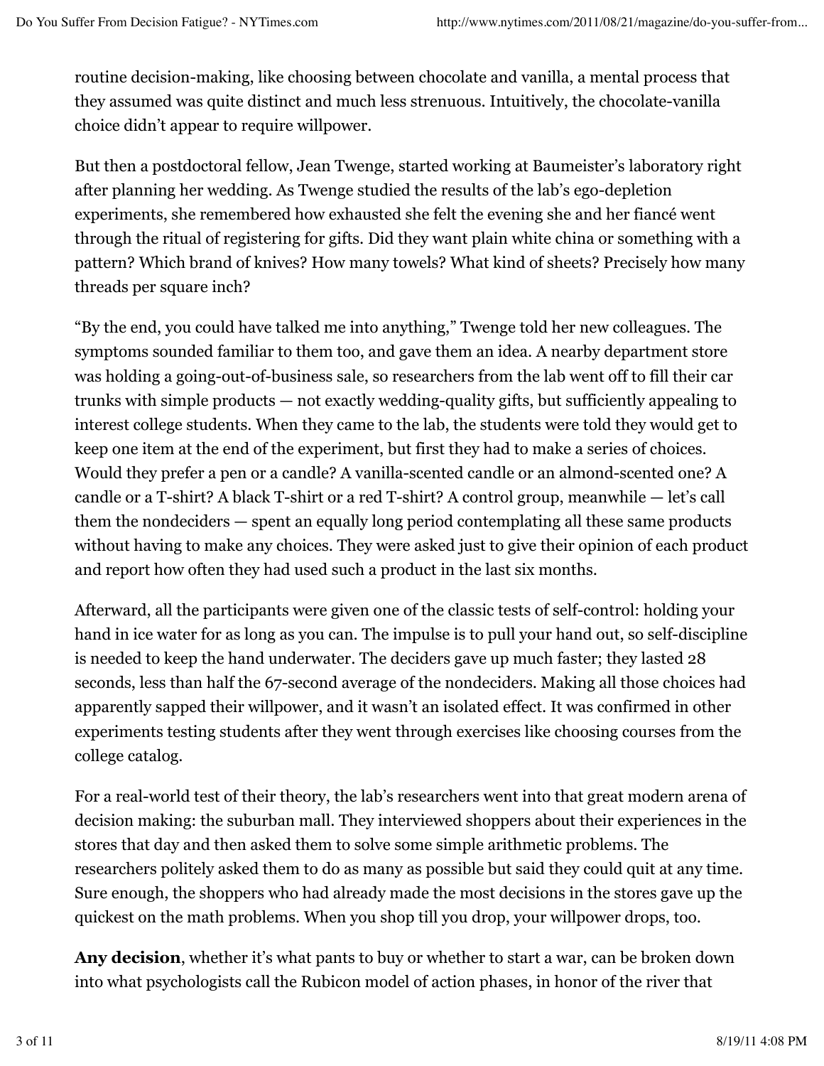routine decision-making, like choosing between chocolate and vanilla, a mental process that they assumed was quite distinct and much less strenuous. Intuitively, the chocolate-vanilla choice didn't appear to require willpower.

But then a postdoctoral fellow, Jean Twenge, started working at Baumeister's laboratory right after planning her wedding. As Twenge studied the results of the lab's ego-depletion experiments, she remembered how exhausted she felt the evening she and her fiancé went through the ritual of registering for gifts. Did they want plain white china or something with a pattern? Which brand of knives? How many towels? What kind of sheets? Precisely how many threads per square inch?

"By the end, you could have talked me into anything," Twenge told her new colleagues. The symptoms sounded familiar to them too, and gave them an idea. A nearby department store was holding a going-out-of-business sale, so researchers from the lab went off to fill their car trunks with simple products — not exactly wedding-quality gifts, but sufficiently appealing to interest college students. When they came to the lab, the students were told they would get to keep one item at the end of the experiment, but first they had to make a series of choices. Would they prefer a pen or a candle? A vanilla-scented candle or an almond-scented one? A candle or a T-shirt? A black T-shirt or a red T-shirt? A control group, meanwhile — let's call them the nondeciders — spent an equally long period contemplating all these same products without having to make any choices. They were asked just to give their opinion of each product and report how often they had used such a product in the last six months.

Afterward, all the participants were given one of the classic tests of self-control: holding your hand in ice water for as long as you can. The impulse is to pull your hand out, so self-discipline is needed to keep the hand underwater. The deciders gave up much faster; they lasted 28 seconds, less than half the 67-second average of the nondeciders. Making all those choices had apparently sapped their willpower, and it wasn't an isolated effect. It was confirmed in other experiments testing students after they went through exercises like choosing courses from the college catalog.

For a real-world test of their theory, the lab's researchers went into that great modern arena of decision making: the suburban mall. They interviewed shoppers about their experiences in the stores that day and then asked them to solve some simple arithmetic problems. The researchers politely asked them to do as many as possible but said they could quit at any time. Sure enough, the shoppers who had already made the most decisions in the stores gave up the quickest on the math problems. When you shop till you drop, your willpower drops, too.

**Any decision**, whether it's what pants to buy or whether to start a war, can be broken down into what psychologists call the Rubicon model of action phases, in honor of the river that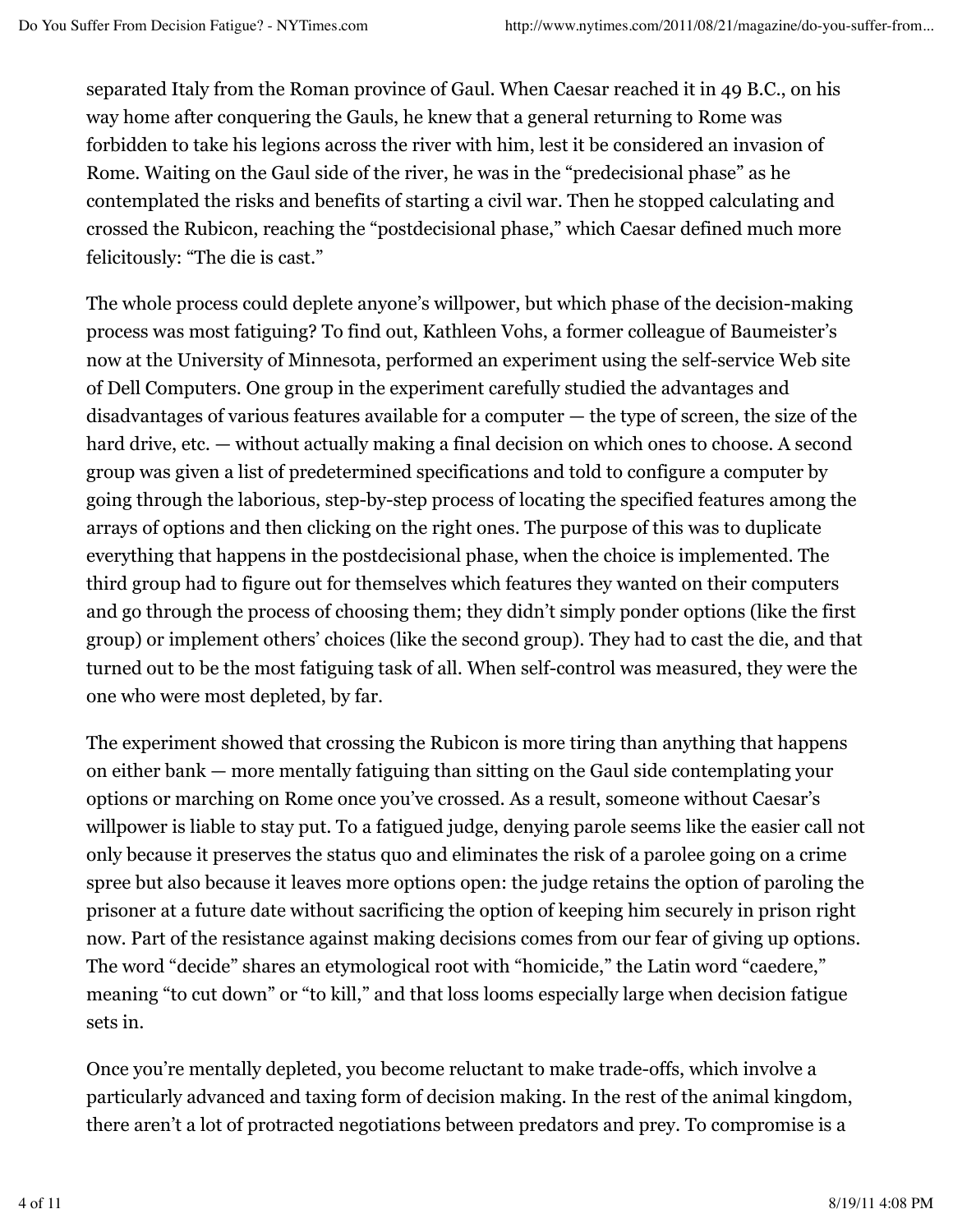separated Italy from the Roman province of Gaul. When Caesar reached it in 49 B.C., on his way home after conquering the Gauls, he knew that a general returning to Rome was forbidden to take his legions across the river with him, lest it be considered an invasion of Rome. Waiting on the Gaul side of the river, he was in the "predecisional phase" as he contemplated the risks and benefits of starting a civil war. Then he stopped calculating and crossed the Rubicon, reaching the "postdecisional phase," which Caesar defined much more felicitously: "The die is cast."

The whole process could deplete anyone's willpower, but which phase of the decision-making process was most fatiguing? To find out, Kathleen Vohs, a former colleague of Baumeister's now at the University of Minnesota, performed an experiment using the self-service Web site of Dell Computers. One group in the experiment carefully studied the advantages and disadvantages of various features available for a computer — the type of screen, the size of the hard drive, etc. — without actually making a final decision on which ones to choose. A second group was given a list of predetermined specifications and told to configure a computer by going through the laborious, step-by-step process of locating the specified features among the arrays of options and then clicking on the right ones. The purpose of this was to duplicate everything that happens in the postdecisional phase, when the choice is implemented. The third group had to figure out for themselves which features they wanted on their computers and go through the process of choosing them; they didn't simply ponder options (like the first group) or implement others' choices (like the second group). They had to cast the die, and that turned out to be the most fatiguing task of all. When self-control was measured, they were the one who were most depleted, by far.

The experiment showed that crossing the Rubicon is more tiring than anything that happens on either bank — more mentally fatiguing than sitting on the Gaul side contemplating your options or marching on Rome once you've crossed. As a result, someone without Caesar's willpower is liable to stay put. To a fatigued judge, denying parole seems like the easier call not only because it preserves the status quo and eliminates the risk of a parolee going on a crime spree but also because it leaves more options open: the judge retains the option of paroling the prisoner at a future date without sacrificing the option of keeping him securely in prison right now. Part of the resistance against making decisions comes from our fear of giving up options. The word "decide" shares an etymological root with "homicide," the Latin word "caedere," meaning "to cut down" or "to kill," and that loss looms especially large when decision fatigue sets in.

Once you're mentally depleted, you become reluctant to make trade-offs, which involve a particularly advanced and taxing form of decision making. In the rest of the animal kingdom, there aren't a lot of protracted negotiations between predators and prey. To compromise is a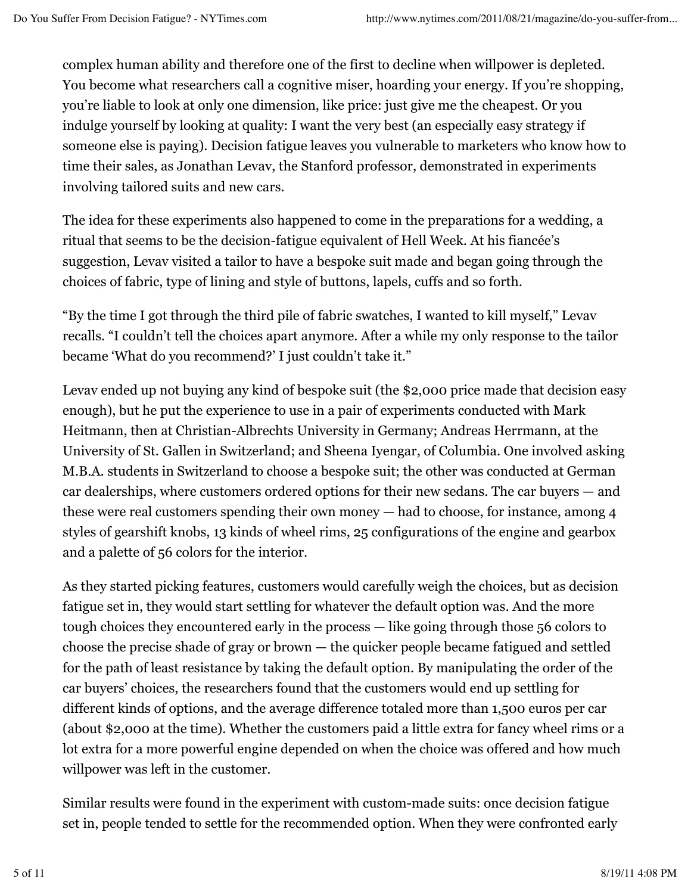complex human ability and therefore one of the first to decline when willpower is depleted. You become what researchers call a cognitive miser, hoarding your energy. If you're shopping, you're liable to look at only one dimension, like price: just give me the cheapest. Or you indulge yourself by looking at quality: I want the very best (an especially easy strategy if someone else is paying). Decision fatigue leaves you vulnerable to marketers who know how to time their sales, as Jonathan Levav, the Stanford professor, demonstrated in experiments involving tailored suits and new cars.

The idea for these experiments also happened to come in the preparations for a wedding, a ritual that seems to be the decision-fatigue equivalent of Hell Week. At his fiancée's suggestion, Levav visited a tailor to have a bespoke suit made and began going through the choices of fabric, type of lining and style of buttons, lapels, cuffs and so forth.

"By the time I got through the third pile of fabric swatches, I wanted to kill myself," Levav recalls. "I couldn't tell the choices apart anymore. After a while my only response to the tailor became 'What do you recommend?' I just couldn't take it."

Levav ended up not buying any kind of bespoke suit (the $2,000 price made that decision easy enough), but he put the experience to use in a pair of experiments conducted with Mark Heitmann, then at Christian-Albrechts University in Germany; Andreas Herrmann, at the University of St. Gallen in Switzerland; and Sheena Iyengar, of Columbia. One involved asking M.B.A. students in Switzerland to choose a bespoke suit; the other was conducted at German car dealerships, where customers ordered options for their new sedans. The car buyers — and these were real customers spending their own money — had to choose, for instance, among 4 styles of gearshift knobs, 13 kinds of wheel rims, 25 configurations of the engine and gearbox and a palette of 56 colors for the interior.

As they started picking features, customers would carefully weigh the choices, but as decision fatigue set in, they would start settling for whatever the default option was. And the more tough choices they encountered early in the process — like going through those 56 colors to choose the precise shade of gray or brown — the quicker people became fatigued and settled for the path of least resistance by taking the default option. By manipulating the order of the car buyers' choices, the researchers found that the customers would end up settling for different kinds of options, and the average difference totaled more than 1,500 euros per car (about $2,000 at the time). Whether the customers paid a little extra for fancy wheel rims or a lot extra for a more powerful engine depended on when the choice was offered and how much willpower was left in the customer.

Similar results were found in the experiment with custom-made suits: once decision fatigue set in, people tended to settle for the recommended option. When they were confronted early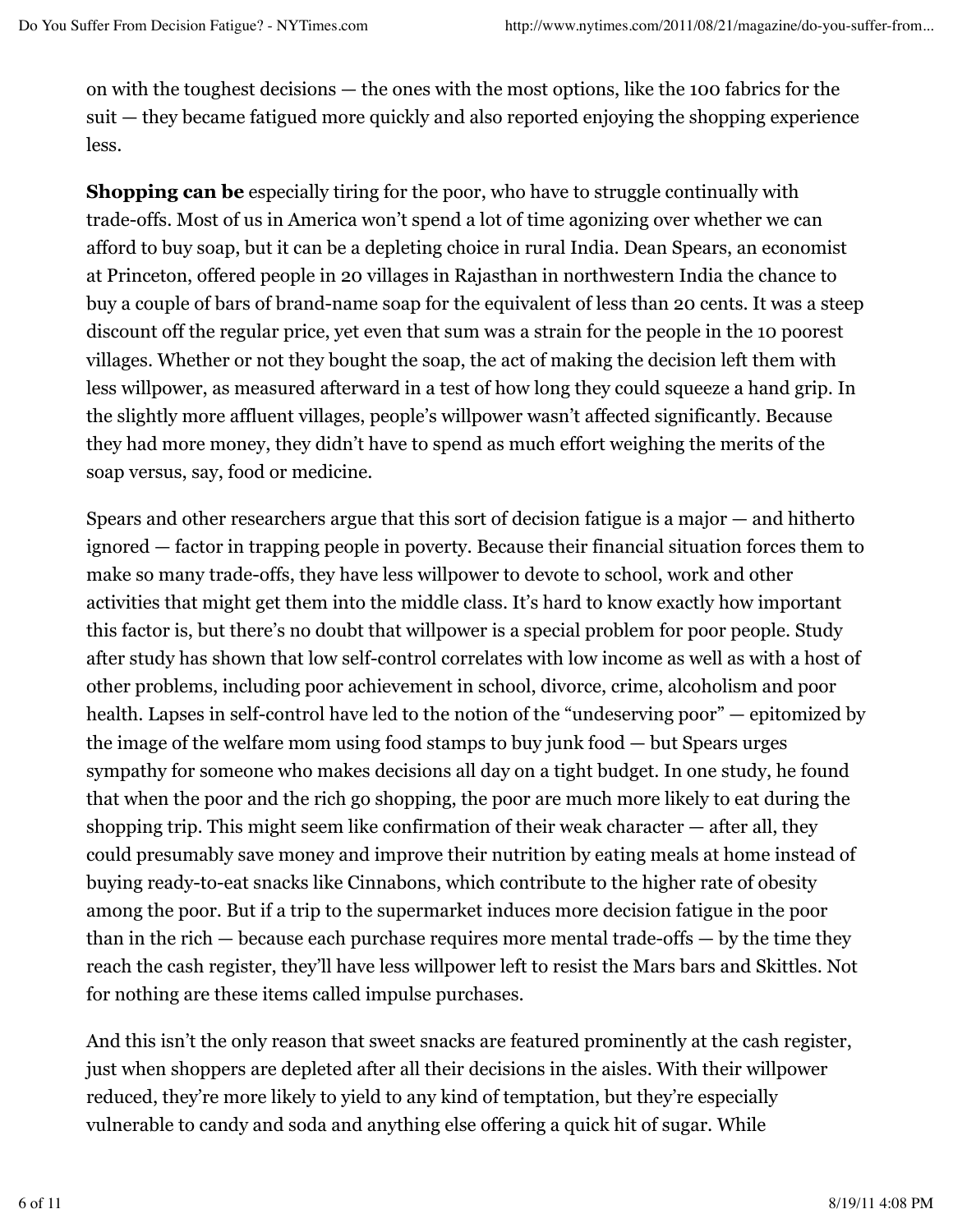on with the toughest decisions — the ones with the most options, like the 100 fabrics for the suit — they became fatigued more quickly and also reported enjoying the shopping experience less.

**Shopping can be** especially tiring for the poor, who have to struggle continually with trade-offs. Most of us in America won't spend a lot of time agonizing over whether we can afford to buy soap, but it can be a depleting choice in rural India. Dean Spears, an economist at Princeton, offered people in 20 villages in Rajasthan in northwestern India the chance to buy a couple of bars of brand-name soap for the equivalent of less than 20 cents. It was a steep discount off the regular price, yet even that sum was a strain for the people in the 10 poorest villages. Whether or not they bought the soap, the act of making the decision left them with less willpower, as measured afterward in a test of how long they could squeeze a hand grip. In the slightly more affluent villages, people's willpower wasn't affected significantly. Because they had more money, they didn't have to spend as much effort weighing the merits of the soap versus, say, food or medicine.

Spears and other researchers argue that this sort of decision fatigue is a major — and hitherto ignored — factor in trapping people in poverty. Because their financial situation forces them to make so many trade-offs, they have less willpower to devote to school, work and other activities that might get them into the middle class. It's hard to know exactly how important this factor is, but there's no doubt that willpower is a special problem for poor people. Study after study has shown that low self-control correlates with low income as well as with a host of other problems, including poor achievement in school, divorce, crime, alcoholism and poor health. Lapses in self-control have led to the notion of the "undeserving poor" — epitomized by the image of the welfare mom using food stamps to buy junk food — but Spears urges sympathy for someone who makes decisions all day on a tight budget. In one study, he found that when the poor and the rich go shopping, the poor are much more likely to eat during the shopping trip. This might seem like confirmation of their weak character — after all, they could presumably save money and improve their nutrition by eating meals at home instead of buying ready-to-eat snacks like Cinnabons, which contribute to the higher rate of obesity among the poor. But if a trip to the supermarket induces more decision fatigue in the poor than in the rich — because each purchase requires more mental trade-offs — by the time they reach the cash register, they'll have less willpower left to resist the Mars bars and Skittles. Not for nothing are these items called impulse purchases.

And this isn't the only reason that sweet snacks are featured prominently at the cash register, just when shoppers are depleted after all their decisions in the aisles. With their willpower reduced, they're more likely to yield to any kind of temptation, but they're especially vulnerable to candy and soda and anything else offering a quick hit of sugar. While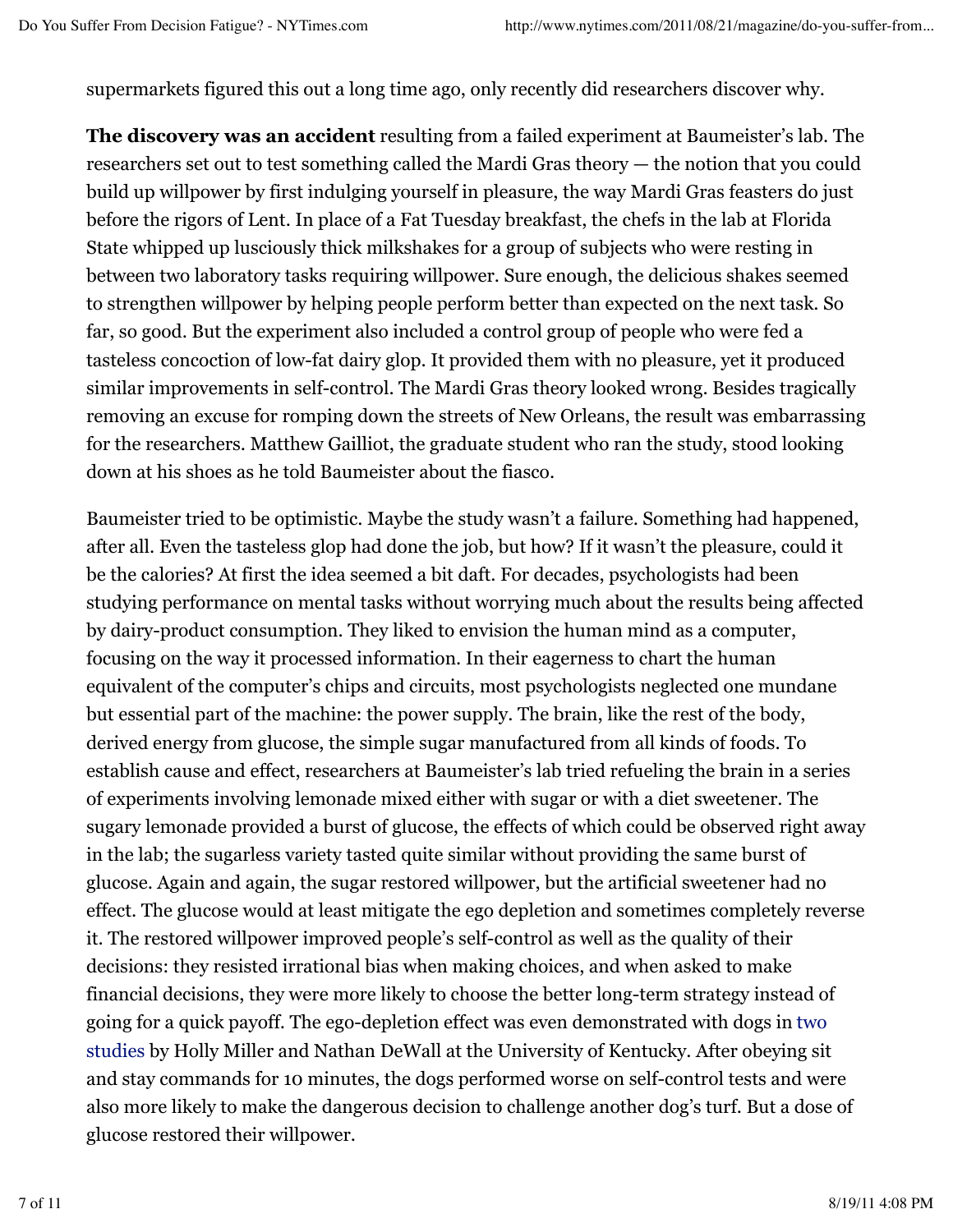supermarkets figured this out a long time ago, only recently did researchers discover why.

**The discovery was an accident** resulting from a failed experiment at Baumeister's lab. The researchers set out to test something called the Mardi Gras theory — the notion that you could build up willpower by first indulging yourself in pleasure, the way Mardi Gras feasters do just before the rigors of Lent. In place of a Fat Tuesday breakfast, the chefs in the lab at Florida State whipped up lusciously thick milkshakes for a group of subjects who were resting in between two laboratory tasks requiring willpower. Sure enough, the delicious shakes seemed to strengthen willpower by helping people perform better than expected on the next task. So far, so good. But the experiment also included a control group of people who were fed a tasteless concoction of low-fat dairy glop. It provided them with no pleasure, yet it produced similar improvements in self-control. The Mardi Gras theory looked wrong. Besides tragically removing an excuse for romping down the streets of New Orleans, the result was embarrassing for the researchers. Matthew Gailliot, the graduate student who ran the study, stood looking down at his shoes as he told Baumeister about the fiasco.

Baumeister tried to be optimistic. Maybe the study wasn't a failure. Something had happened, after all. Even the tasteless glop had done the job, but how? If it wasn't the pleasure, could it be the calories? At first the idea seemed a bit daft. For decades, psychologists had been studying performance on mental tasks without worrying much about the results being affected by dairy-product consumption. They liked to envision the human mind as a computer, focusing on the way it processed information. In their eagerness to chart the human equivalent of the computer's chips and circuits, most psychologists neglected one mundane but essential part of the machine: the power supply. The brain, like the rest of the body, derived energy from glucose, the simple sugar manufactured from all kinds of foods. To establish cause and effect, researchers at Baumeister's lab tried refueling the brain in a series of experiments involving lemonade mixed either with sugar or with a diet sweetener. The sugary lemonade provided a burst of glucose, the effects of which could be observed right away in the lab; the sugarless variety tasted quite similar without providing the same burst of glucose. Again and again, the sugar restored willpower, but the artificial sweetener had no effect. The glucose would at least mitigate the ego depletion and sometimes completely reverse it. The restored willpower improved people's self-control as well as the quality of their decisions: they resisted irrational bias when making choices, and when asked to make financial decisions, they were more likely to choose the better long-term strategy instead of going for a quick payoff. The ego-depletion effect was even demonstrated with dogs in two studies by Holly Miller and Nathan DeWall at the University of Kentucky. After obeying sit and stay commands for 10 minutes, the dogs performed worse on self-control tests and were also more likely to make the dangerous decision to challenge another dog's turf. But a dose of glucose restored their willpower.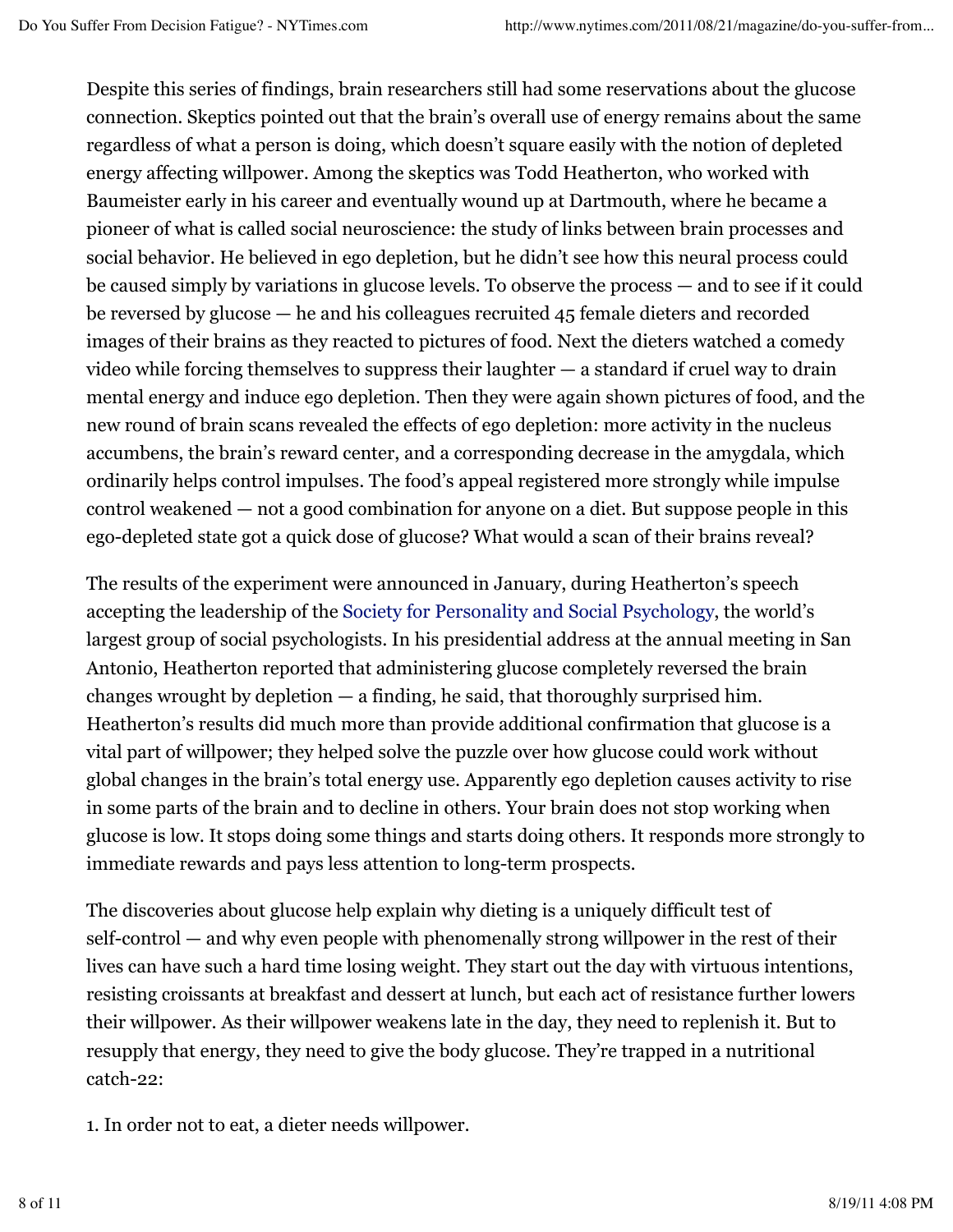Despite this series of findings, brain researchers still had some reservations about the glucose connection. Skeptics pointed out that the brain's overall use of energy remains about the same regardless of what a person is doing, which doesn't square easily with the notion of depleted energy affecting willpower. Among the skeptics was Todd Heatherton, who worked with Baumeister early in his career and eventually wound up at Dartmouth, where he became a pioneer of what is called social neuroscience: the study of links between brain processes and social behavior. He believed in ego depletion, but he didn't see how this neural process could be caused simply by variations in glucose levels. To observe the process — and to see if it could be reversed by glucose — he and his colleagues recruited 45 female dieters and recorded images of their brains as they reacted to pictures of food. Next the dieters watched a comedy video while forcing themselves to suppress their laughter — a standard if cruel way to drain mental energy and induce ego depletion. Then they were again shown pictures of food, and the new round of brain scans revealed the effects of ego depletion: more activity in the nucleus accumbens, the brain's reward center, and a corresponding decrease in the amygdala, which ordinarily helps control impulses. The food's appeal registered more strongly while impulse control weakened — not a good combination for anyone on a diet. But suppose people in this ego-depleted state got a quick dose of glucose? What would a scan of their brains reveal?

The results of the experiment were announced in January, during Heatherton's speech accepting the leadership of the Society for Personality and Social Psychology, the world's largest group of social psychologists. In his presidential address at the annual meeting in San Antonio, Heatherton reported that administering glucose completely reversed the brain changes wrought by depletion — a finding, he said, that thoroughly surprised him. Heatherton's results did much more than provide additional confirmation that glucose is a vital part of willpower; they helped solve the puzzle over how glucose could work without global changes in the brain's total energy use. Apparently ego depletion causes activity to rise in some parts of the brain and to decline in others. Your brain does not stop working when glucose is low. It stops doing some things and starts doing others. It responds more strongly to immediate rewards and pays less attention to long-term prospects.

The discoveries about glucose help explain why dieting is a uniquely difficult test of self-control — and why even people with phenomenally strong willpower in the rest of their lives can have such a hard time losing weight. They start out the day with virtuous intentions, resisting croissants at breakfast and dessert at lunch, but each act of resistance further lowers their willpower. As their willpower weakens late in the day, they need to replenish it. But to resupply that energy, they need to give the body glucose. They're trapped in a nutritional catch-22:

1. In order not to eat, a dieter needs willpower.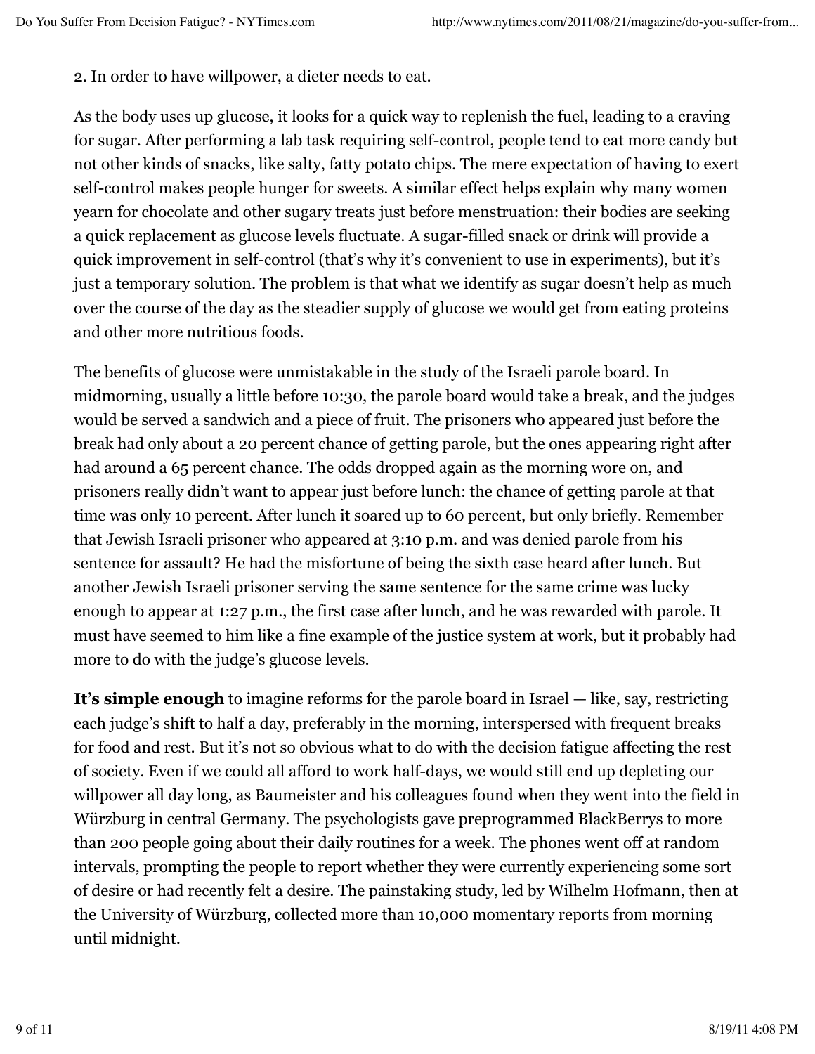2. In order to have willpower, a dieter needs to eat.

As the body uses up glucose, it looks for a quick way to replenish the fuel, leading to a craving for sugar. After performing a lab task requiring self-control, people tend to eat more candy but not other kinds of snacks, like salty, fatty potato chips. The mere expectation of having to exert self-control makes people hunger for sweets. A similar effect helps explain why many women yearn for chocolate and other sugary treats just before menstruation: their bodies are seeking a quick replacement as glucose levels fluctuate. A sugar-filled snack or drink will provide a quick improvement in self-control (that's why it's convenient to use in experiments), but it's just a temporary solution. The problem is that what we identify as sugar doesn't help as much over the course of the day as the steadier supply of glucose we would get from eating proteins and other more nutritious foods.

The benefits of glucose were unmistakable in the study of the Israeli parole board. In midmorning, usually a little before 10:30, the parole board would take a break, and the judges would be served a sandwich and a piece of fruit. The prisoners who appeared just before the break had only about a 20 percent chance of getting parole, but the ones appearing right after had around a 65 percent chance. The odds dropped again as the morning wore on, and prisoners really didn't want to appear just before lunch: the chance of getting parole at that time was only 10 percent. After lunch it soared up to 60 percent, but only briefly. Remember that Jewish Israeli prisoner who appeared at 3:10 p.m. and was denied parole from his sentence for assault? He had the misfortune of being the sixth case heard after lunch. But another Jewish Israeli prisoner serving the same sentence for the same crime was lucky enough to appear at 1:27 p.m., the first case after lunch, and he was rewarded with parole. It must have seemed to him like a fine example of the justice system at work, but it probably had more to do with the judge's glucose levels.

**It's simple enough** to imagine reforms for the parole board in Israel — like, say, restricting each judge's shift to half a day, preferably in the morning, interspersed with frequent breaks for food and rest. But it's not so obvious what to do with the decision fatigue affecting the rest of society. Even if we could all afford to work half-days, we would still end up depleting our willpower all day long, as Baumeister and his colleagues found when they went into the field in Würzburg in central Germany. The psychologists gave preprogrammed BlackBerrys to more than 200 people going about their daily routines for a week. The phones went off at random intervals, prompting the people to report whether they were currently experiencing some sort of desire or had recently felt a desire. The painstaking study, led by Wilhelm Hofmann, then at the University of Würzburg, collected more than 10,000 momentary reports from morning until midnight.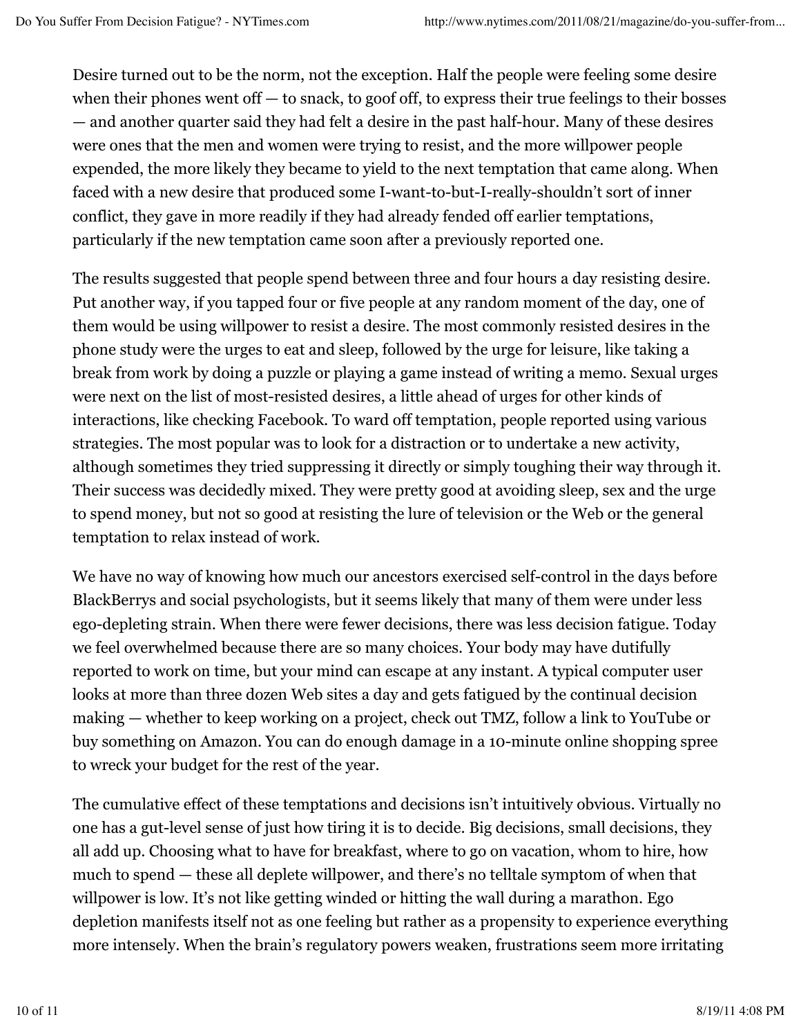Desire turned out to be the norm, not the exception. Half the people were feeling some desire when their phones went off — to snack, to goof off, to express their true feelings to their bosses — and another quarter said they had felt a desire in the past half-hour. Many of these desires were ones that the men and women were trying to resist, and the more willpower people expended, the more likely they became to yield to the next temptation that came along. When faced with a new desire that produced some I-want-to-but-I-really-shouldn't sort of inner conflict, they gave in more readily if they had already fended off earlier temptations, particularly if the new temptation came soon after a previously reported one.

The results suggested that people spend between three and four hours a day resisting desire. Put another way, if you tapped four or five people at any random moment of the day, one of them would be using willpower to resist a desire. The most commonly resisted desires in the phone study were the urges to eat and sleep, followed by the urge for leisure, like taking a break from work by doing a puzzle or playing a game instead of writing a memo. Sexual urges were next on the list of most-resisted desires, a little ahead of urges for other kinds of interactions, like checking Facebook. To ward off temptation, people reported using various strategies. The most popular was to look for a distraction or to undertake a new activity, although sometimes they tried suppressing it directly or simply toughing their way through it. Their success was decidedly mixed. They were pretty good at avoiding sleep, sex and the urge to spend money, but not so good at resisting the lure of television or the Web or the general temptation to relax instead of work.

We have no way of knowing how much our ancestors exercised self-control in the days before BlackBerrys and social psychologists, but it seems likely that many of them were under less ego-depleting strain. When there were fewer decisions, there was less decision fatigue. Today we feel overwhelmed because there are so many choices. Your body may have dutifully reported to work on time, but your mind can escape at any instant. A typical computer user looks at more than three dozen Web sites a day and gets fatigued by the continual decision making — whether to keep working on a project, check out TMZ, follow a link to YouTube or buy something on Amazon. You can do enough damage in a 10-minute online shopping spree to wreck your budget for the rest of the year.

The cumulative effect of these temptations and decisions isn't intuitively obvious. Virtually no one has a gut-level sense of just how tiring it is to decide. Big decisions, small decisions, they all add up. Choosing what to have for breakfast, where to go on vacation, whom to hire, how much to spend — these all deplete willpower, and there's no telltale symptom of when that willpower is low. It's not like getting winded or hitting the wall during a marathon. Ego depletion manifests itself not as one feeling but rather as a propensity to experience everything more intensely. When the brain's regulatory powers weaken, frustrations seem more irritating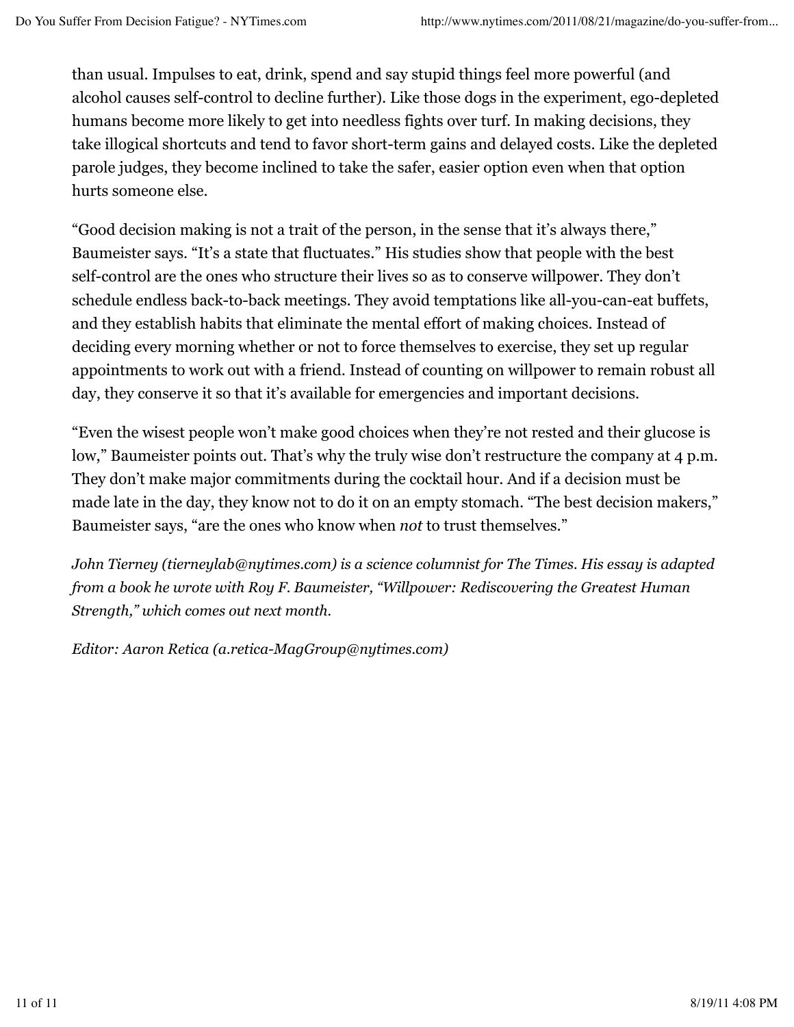than usual. Impulses to eat, drink, spend and say stupid things feel more powerful (and alcohol causes self-control to decline further). Like those dogs in the experiment, ego-depleted humans become more likely to get into needless fights over turf. In making decisions, they take illogical shortcuts and tend to favor short-term gains and delayed costs. Like the depleted parole judges, they become inclined to take the safer, easier option even when that option hurts someone else.

"Good decision making is not a trait of the person, in the sense that it's always there," Baumeister says. "It's a state that fluctuates." His studies show that people with the best self-control are the ones who structure their lives so as to conserve willpower. They don't schedule endless back-to-back meetings. They avoid temptations like all-you-can-eat buffets, and they establish habits that eliminate the mental effort of making choices. Instead of deciding every morning whether or not to force themselves to exercise, they set up regular appointments to work out with a friend. Instead of counting on willpower to remain robust all day, they conserve it so that it's available for emergencies and important decisions.

"Even the wisest people won't make good choices when they're not rested and their glucose is low," Baumeister points out. That's why the truly wise don't restructure the company at 4 p.m. They don't make major commitments during the cocktail hour. And if a decision must be made late in the day, they know not to do it on an empty stomach. "The best decision makers," Baumeister says, "are the ones who know when *not* to trust themselves."

*John Tierney (tierneylab@nytimes.com) is a science columnist for The Times. His essay is adapted from a book he wrote with Roy F. Baumeister, "Willpower: Rediscovering the Greatest Human Strength," which comes out next month.*

*Editor: Aaron Retica (a.retica-MagGroup@nytimes.com)*